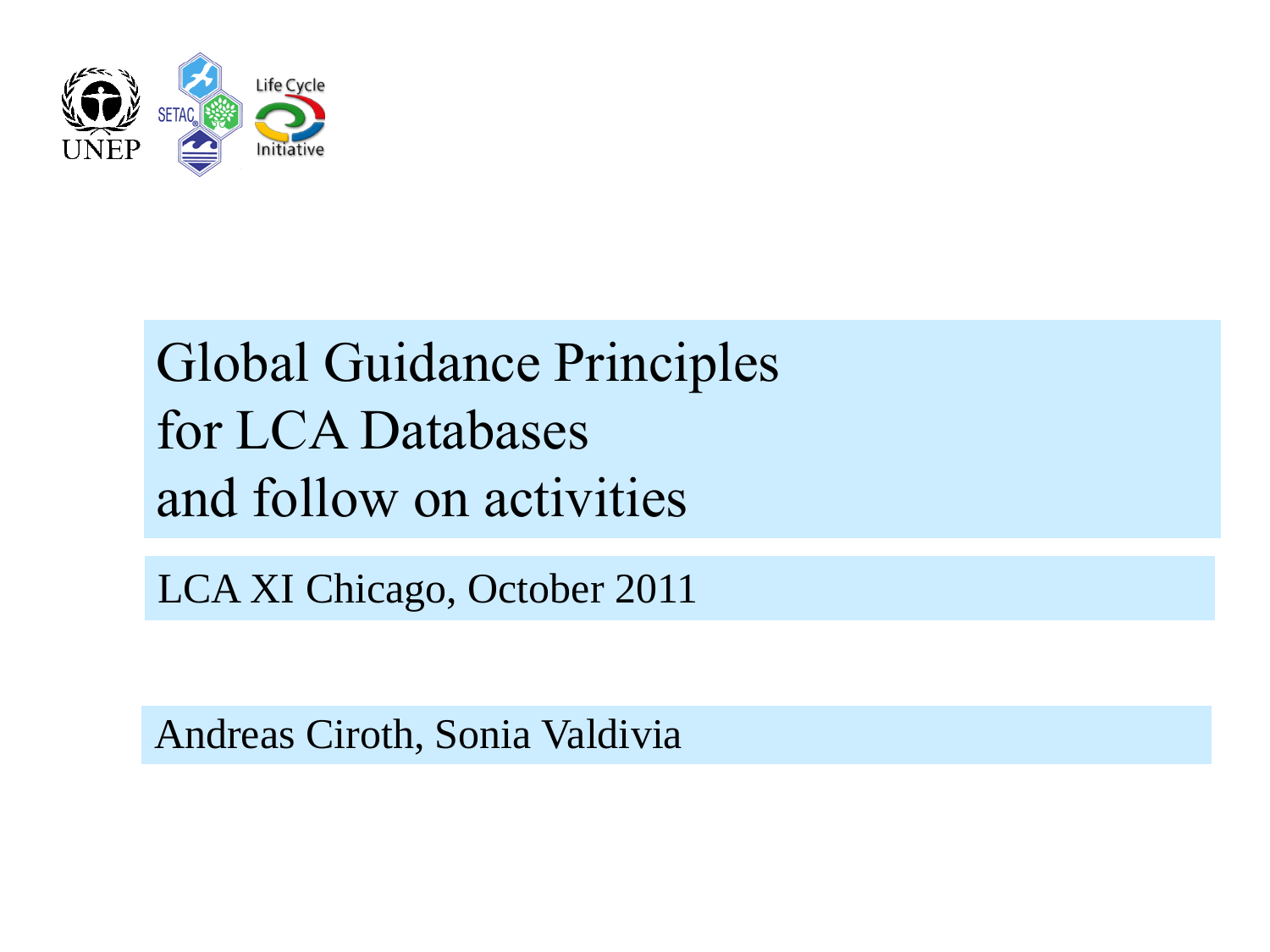# Global Guidance Principles for LCA Databases and follow on activities

LCA XI Chicago, October 2011

Andreas Ciroth, Sonia Valdivia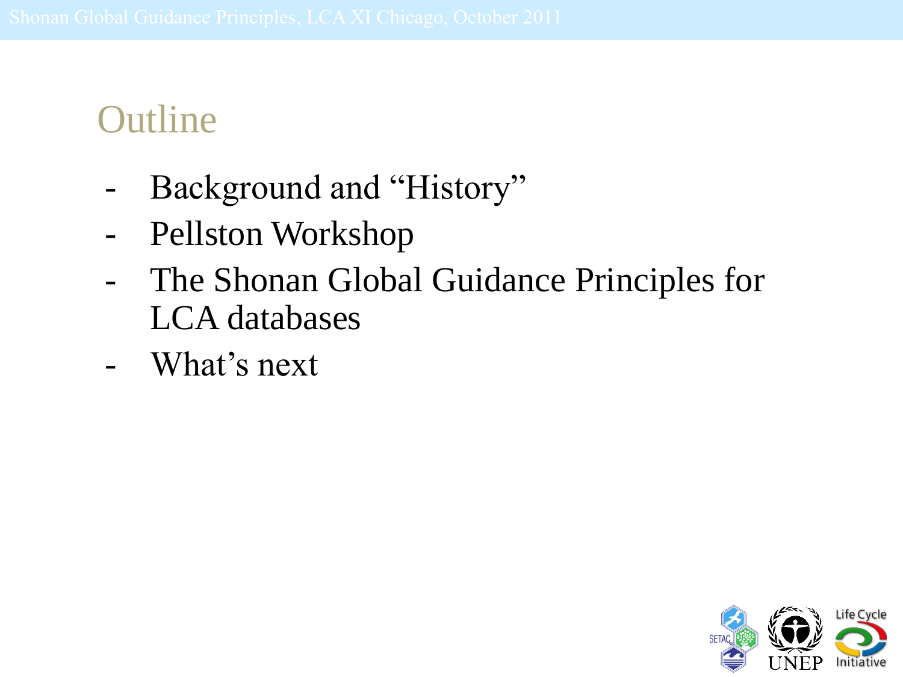# Outline

- Background and "History"
- Pellston Workshop
- The Shonan Global Guidance Principles for LCA databases
- What's next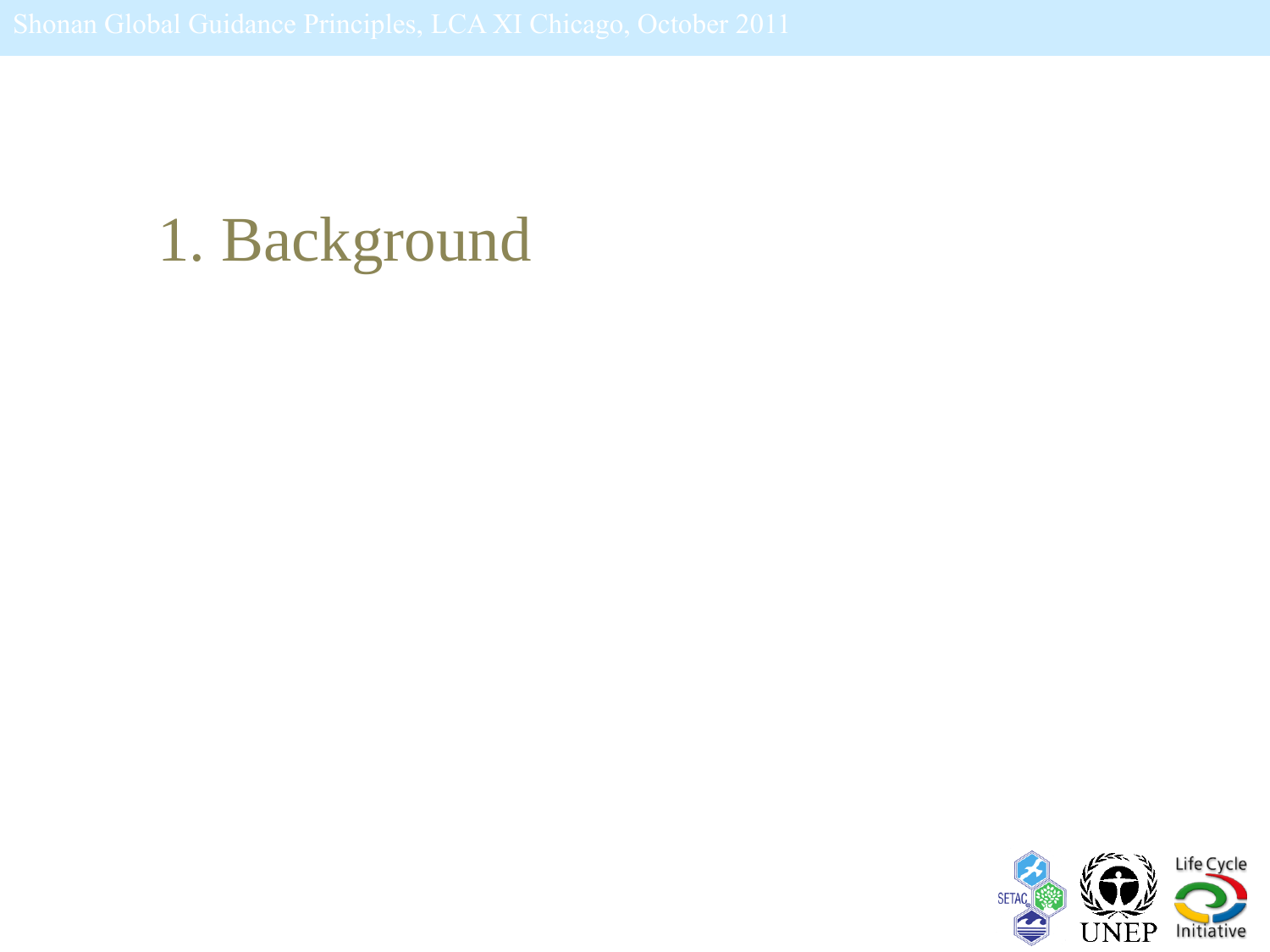# 1. Background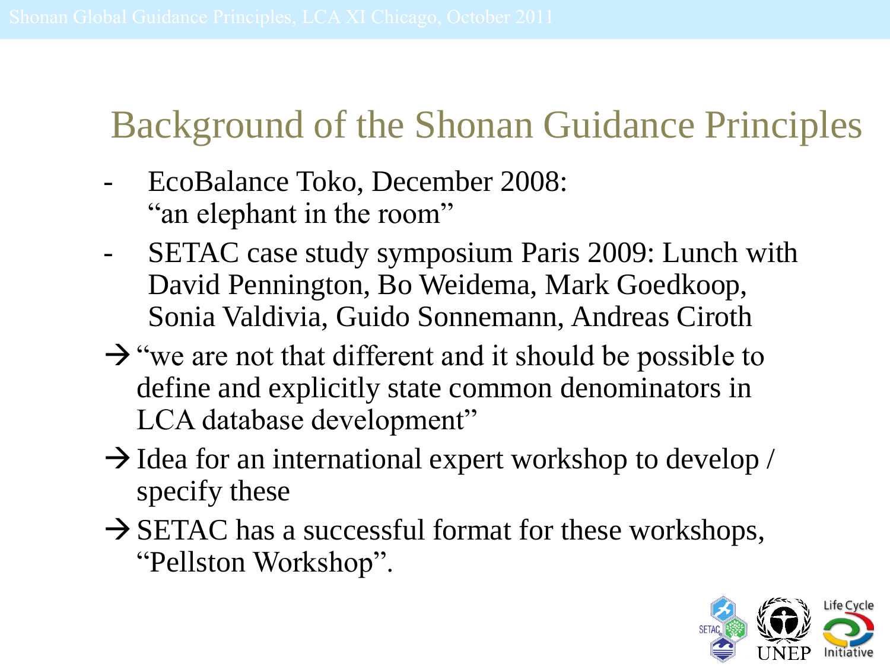# Background of the Shonan Guidance Principles

- EcoBalance Toko, December 2008:
  "an elephant in the room"
- SETAC case study symposium Paris 2009: Lunch with David Pennington, Bo Weidema, Mark Goedkoop, Sonia Valdivia, Guido Sonnemann, Andreas Ciroth

→ "we are not that different and it should be possible to define and explicitly state common denominators in LCA database development"

→ Idea for an international expert workshop to develop / specify these

→ SETAC has a successful format for these workshops, "Pellston Workshop".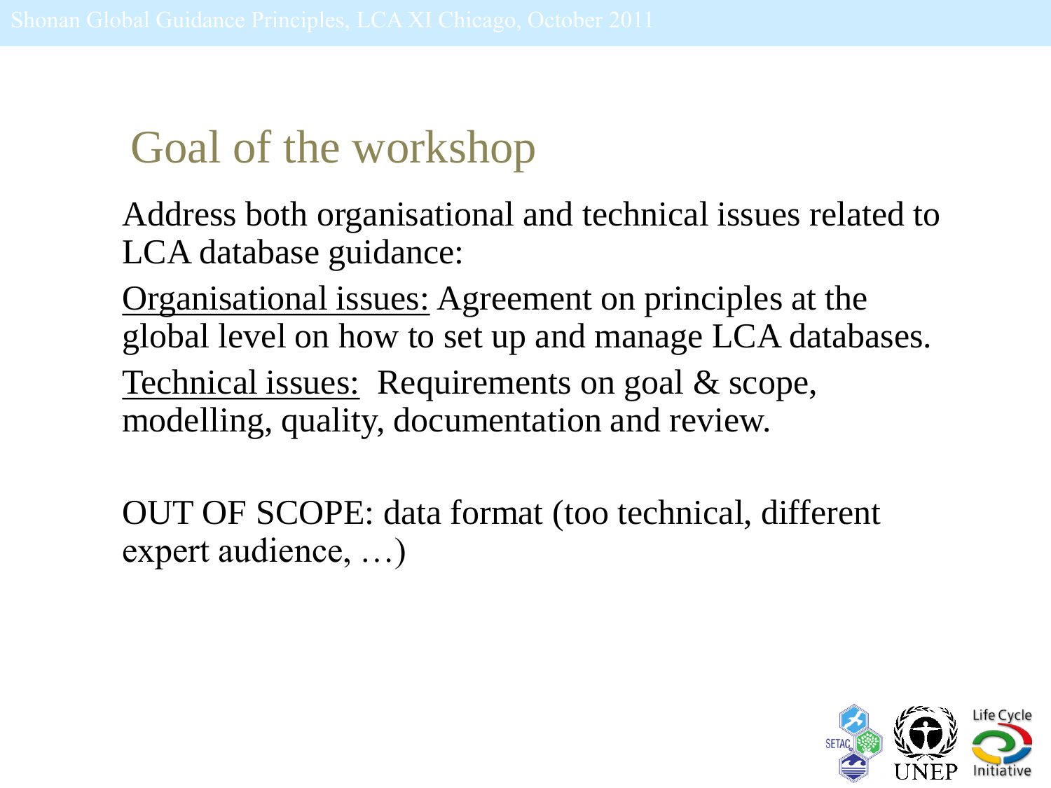# Goal of the workshop

Address both organisational and technical issues related to LCA database guidance:

Organisational issues: Agreement on principles at the global level on how to set up and manage LCA databases.

Technical issues: Requirements on goal & scope, modelling, quality, documentation and review.

OUT OF SCOPE: data format (too technical, different expert audience, …)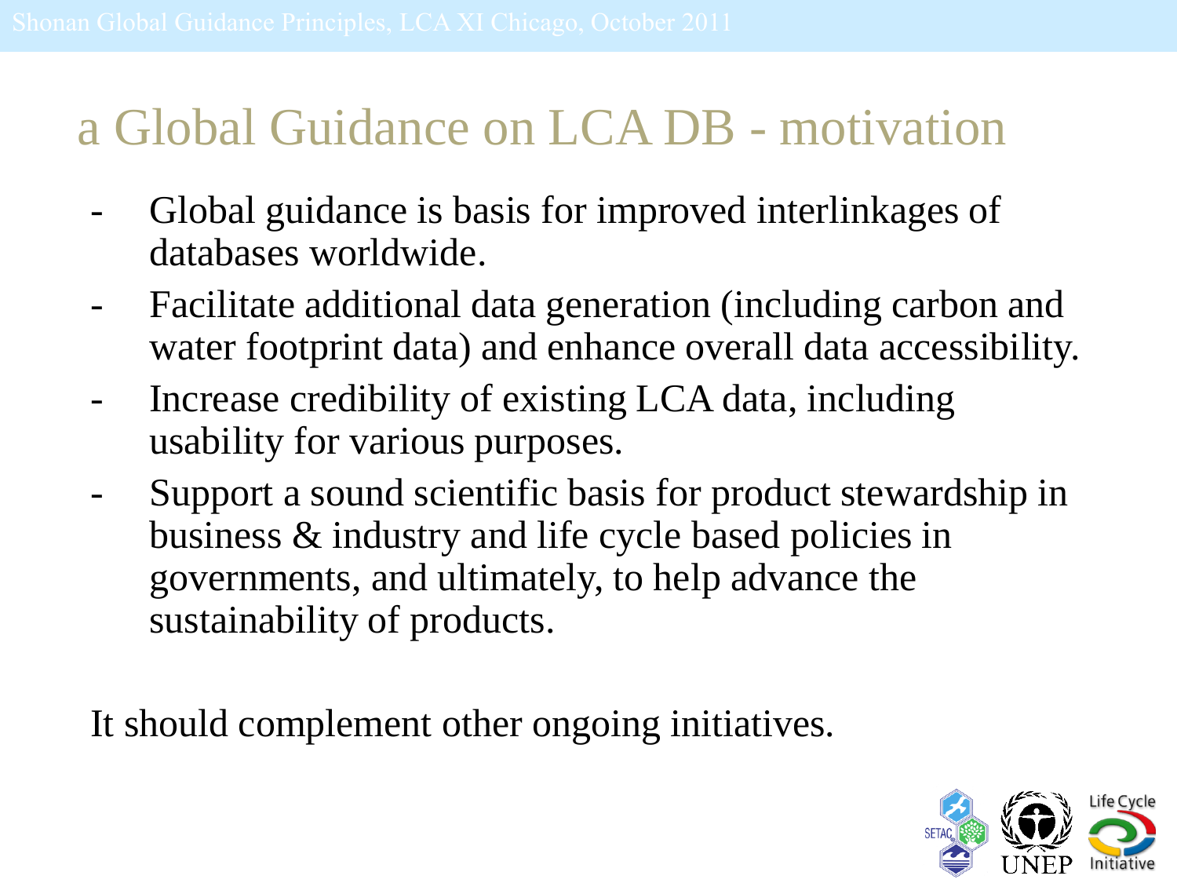# a Global Guidance on LCA DB - motivation

- Global guidance is basis for improved interlinkages of databases worldwide.
- Facilitate additional data generation (including carbon and water footprint data) and enhance overall data accessibility.
- Increase credibility of existing LCA data, including usability for various purposes.
- Support a sound scientific basis for product stewardship in business & industry and life cycle based policies in governments, and ultimately, to help advance the sustainability of products.

It should complement other ongoing initiatives.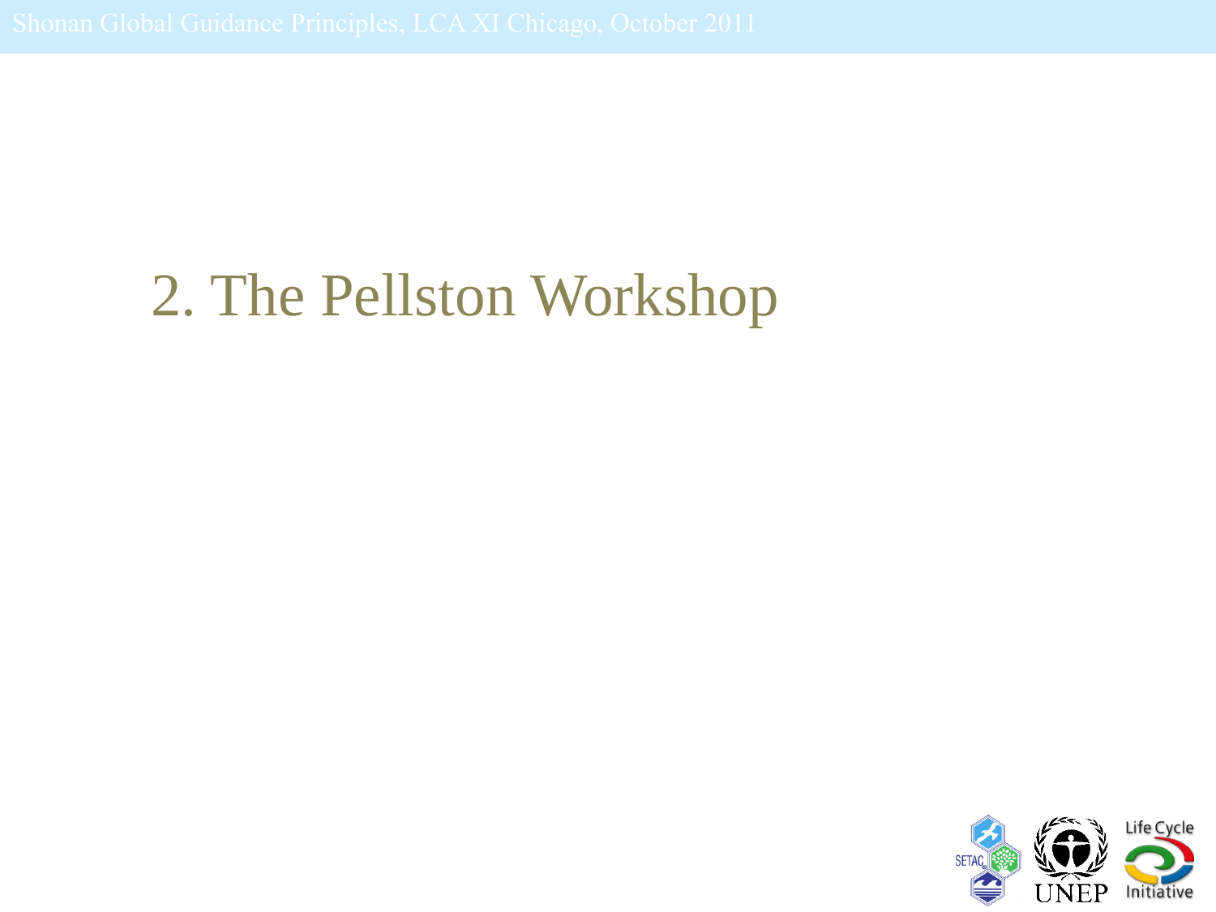# 2. The Pellston Workshop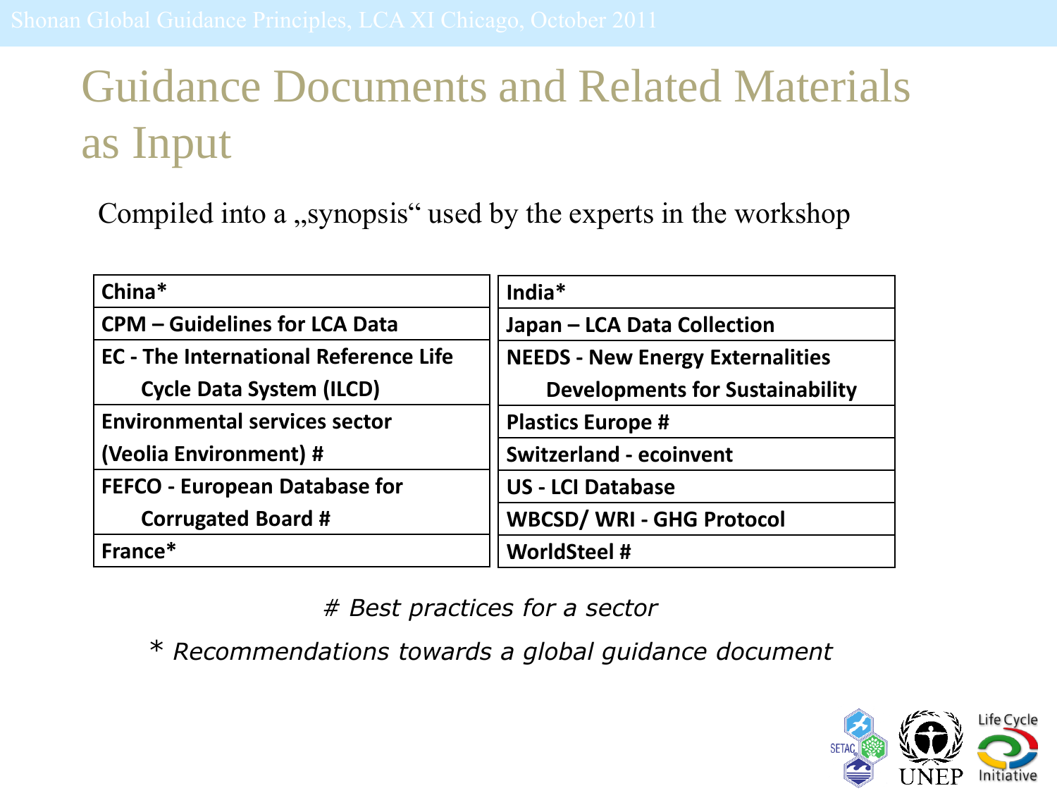# Guidance Documents and Related Materials as Input

Compiled into a „synopsis" used by the experts in the workshop

| | |
|---|---|
| **China*** | **India*** |
| **CPM – Guidelines for LCA Data** | **Japan – LCA Data Collection** |
| **EC - The International Reference Life Cycle Data System (ILCD)** | **NEEDS - New Energy Externalities Developments for Sustainability** |
| **Environmental services sector (Veolia Environment) #** | **Plastics Europe #** |
| | **Switzerland - ecoinvent** |
| **FEFCO - European Database for Corrugated Board #** | **US - LCI Database** |
| | **WBCSD/ WRI - GHG Protocol** |
| **France*** | **WorldSteel #** |

*# Best practices for a sector*

*\* Recommendations towards a global guidance document*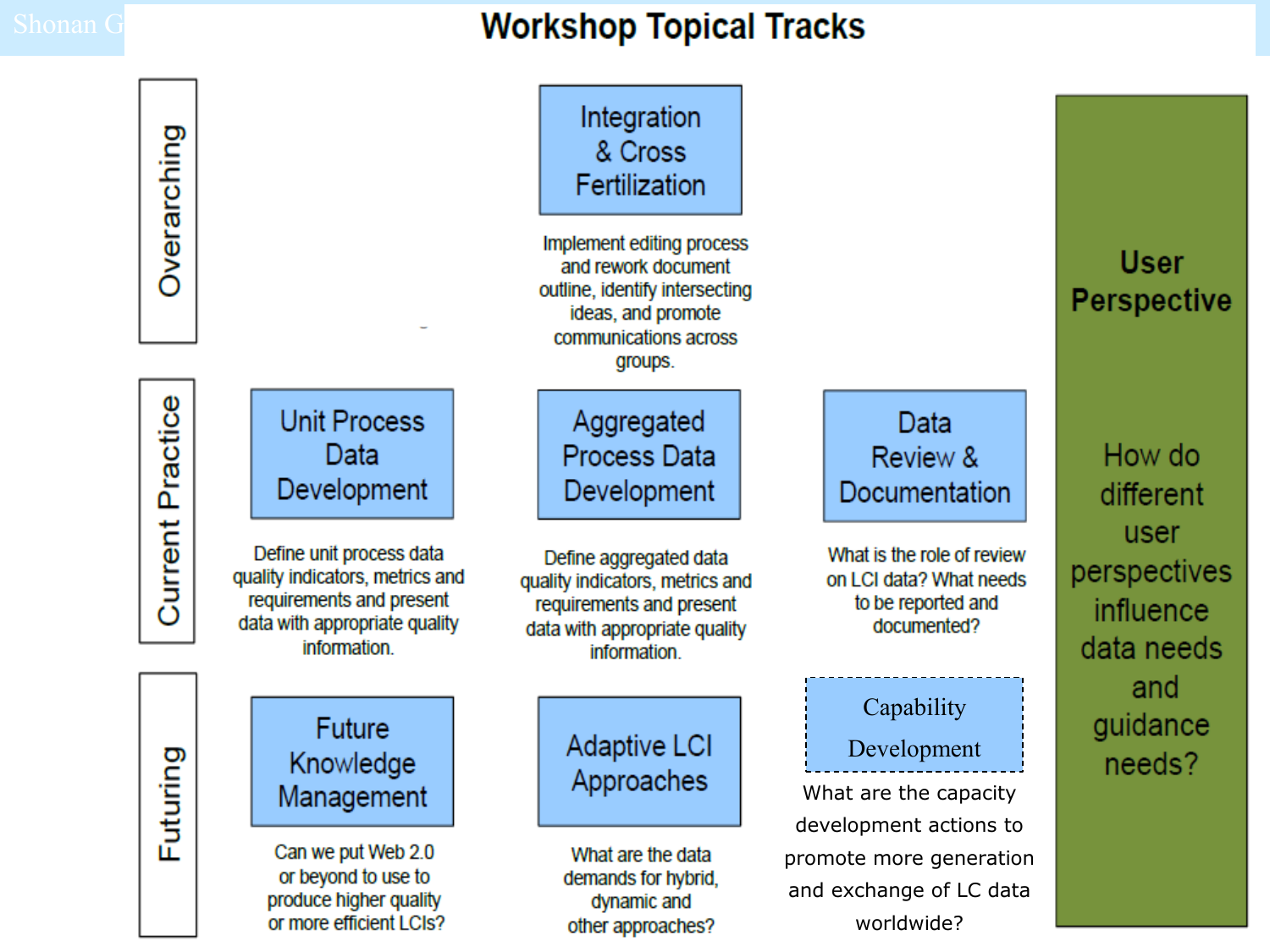# Workshop Topical Tracks

## Overarching

**Integration & Cross Fertilization**

Implement editing process and rework document outline, identify intersecting ideas, and promote communications across groups.

## Current Practice

**Unit Process Data Development**

Define unit process data quality indicators, metrics and requirements and present data with appropriate quality information.

**Aggregated Process Data Development**

Define aggregated data quality indicators, metrics and requirements and present data with appropriate quality information.

**Data Review & Documentation**

What is the role of review on LCI data? What needs to be reported and documented?

## Futuring

**Future Knowledge Management**

Can we put Web 2.0 or beyond to use to produce higher quality or more efficient LCIs?

**Adaptive LCI Approaches**

What are the data demands for hybrid, dynamic and other approaches?

**Capability Development**

What are the capacity development actions to promote more generation and exchange of LC data worldwide?

## User Perspective

How do different user perspectives influence data needs and guidance needs?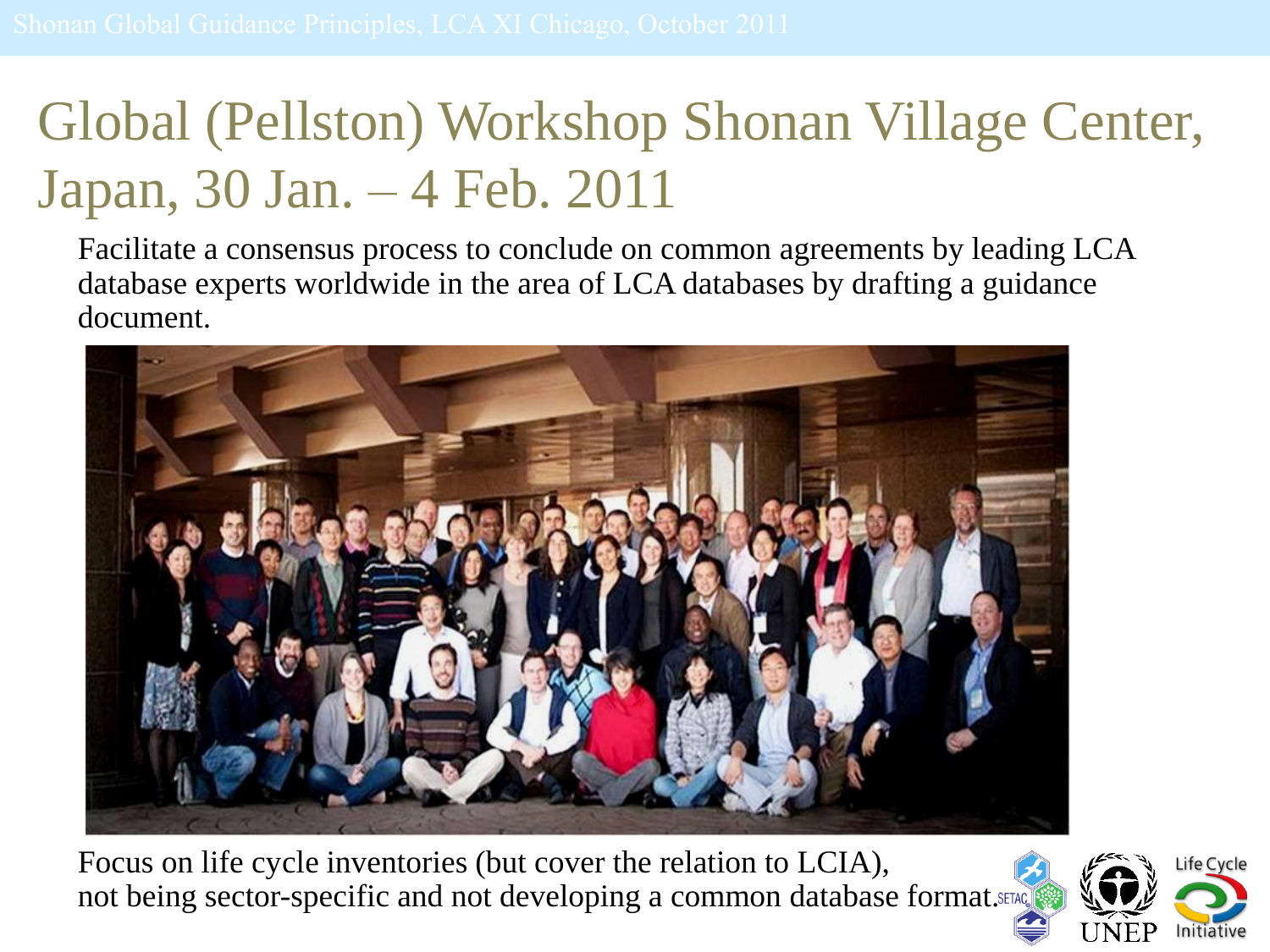# Global (Pellston) Workshop Shonan Village Center, Japan, 30 Jan. – 4 Feb. 2011

Facilitate a consensus process to conclude on common agreements by leading LCA database experts worldwide in the area of LCA databases by drafting a guidance document.

Focus on life cycle inventories (but cover the relation to LCIA), not being sector-specific and not developing a common database format.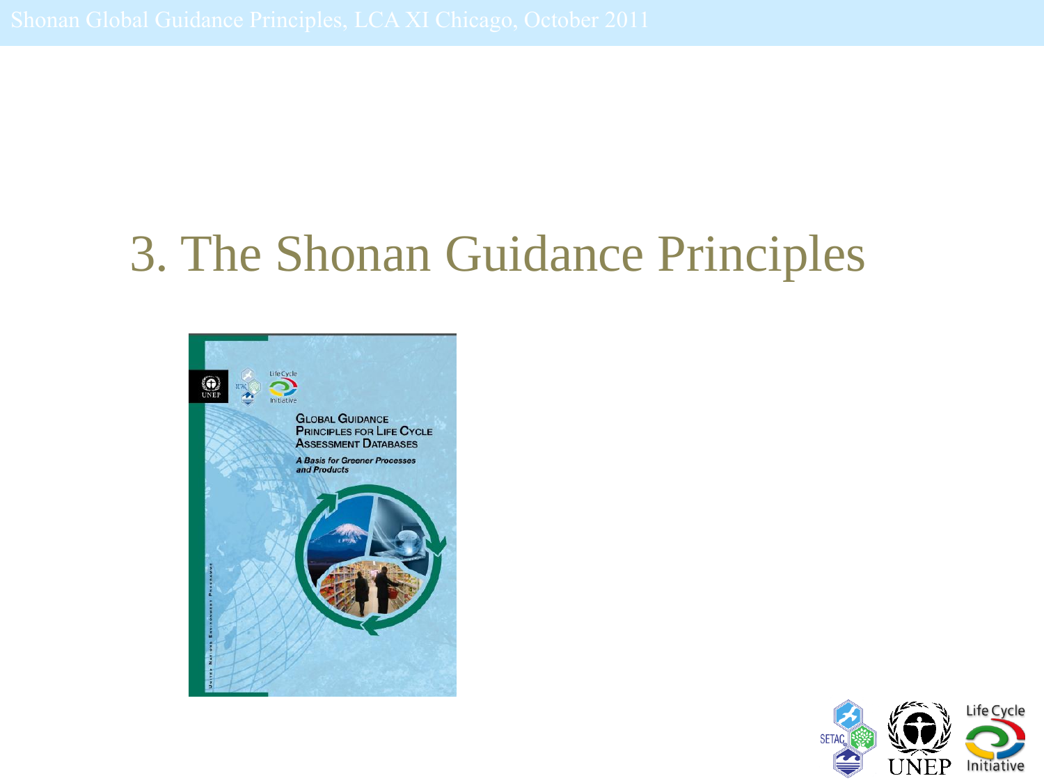# 3. The Shonan Guidance Principles

Global Guidance Principles for Life Cycle Assessment Databases

*A Basis for Greener Processes and Products*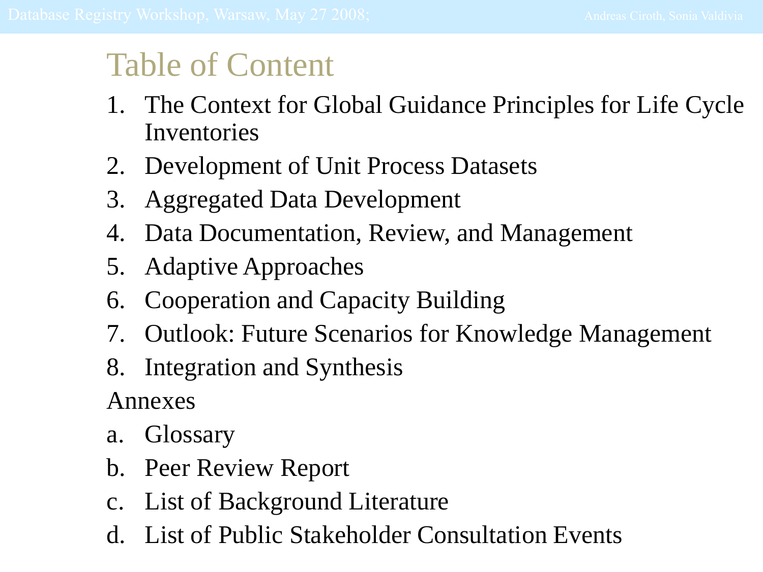# Table of Content

1. The Context for Global Guidance Principles for Life Cycle Inventories
2. Development of Unit Process Datasets
3. Aggregated Data Development
4. Data Documentation, Review, and Management
5. Adaptive Approaches
6. Cooperation and Capacity Building
7. Outlook: Future Scenarios for Knowledge Management
8. Integration and Synthesis

Annexes

a. Glossary
b. Peer Review Report
c. List of Background Literature
d. List of Public Stakeholder Consultation Events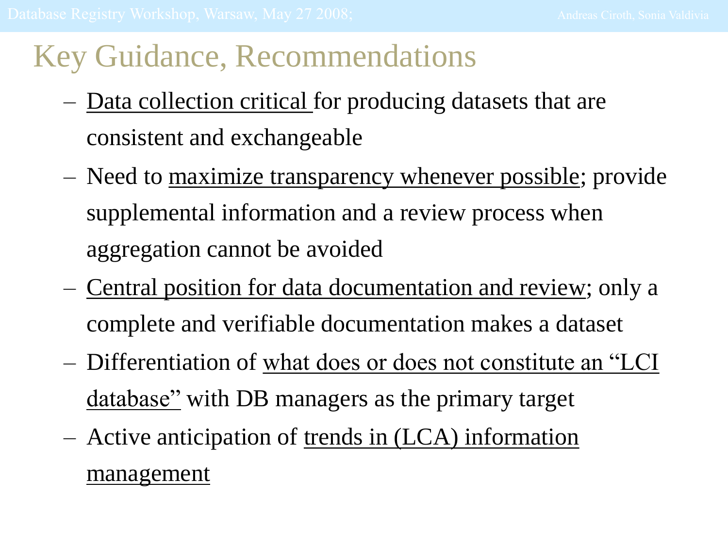# Key Guidance, Recommendations

- Data collection critical for producing datasets that are consistent and exchangeable
- Need to maximize transparency whenever possible; provide supplemental information and a review process when aggregation cannot be avoided
- Central position for data documentation and review; only a complete and verifiable documentation makes a dataset
- Differentiation of what does or does not constitute an "LCI database" with DB managers as the primary target
- Active anticipation of trends in (LCA) information management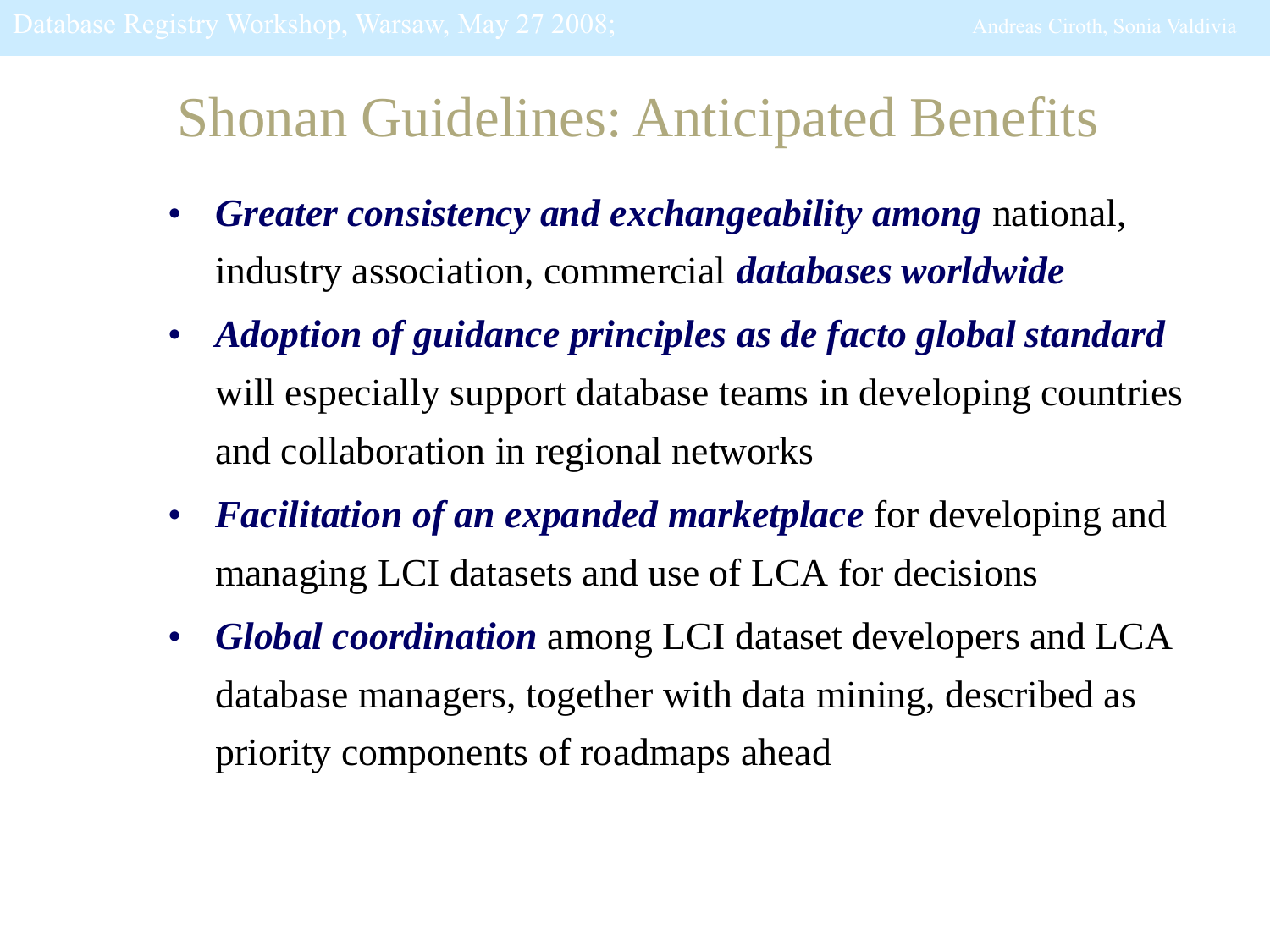# Shonan Guidelines: Anticipated Benefits

- ***Greater consistency and exchangeability among*** national, industry association, commercial ***databases worldwide***
- ***Adoption of guidance principles as de facto global standard*** will especially support database teams in developing countries and collaboration in regional networks
- ***Facilitation of an expanded marketplace*** for developing and managing LCI datasets and use of LCA for decisions
- ***Global coordination*** among LCI dataset developers and LCA database managers, together with data mining, described as priority components of roadmaps ahead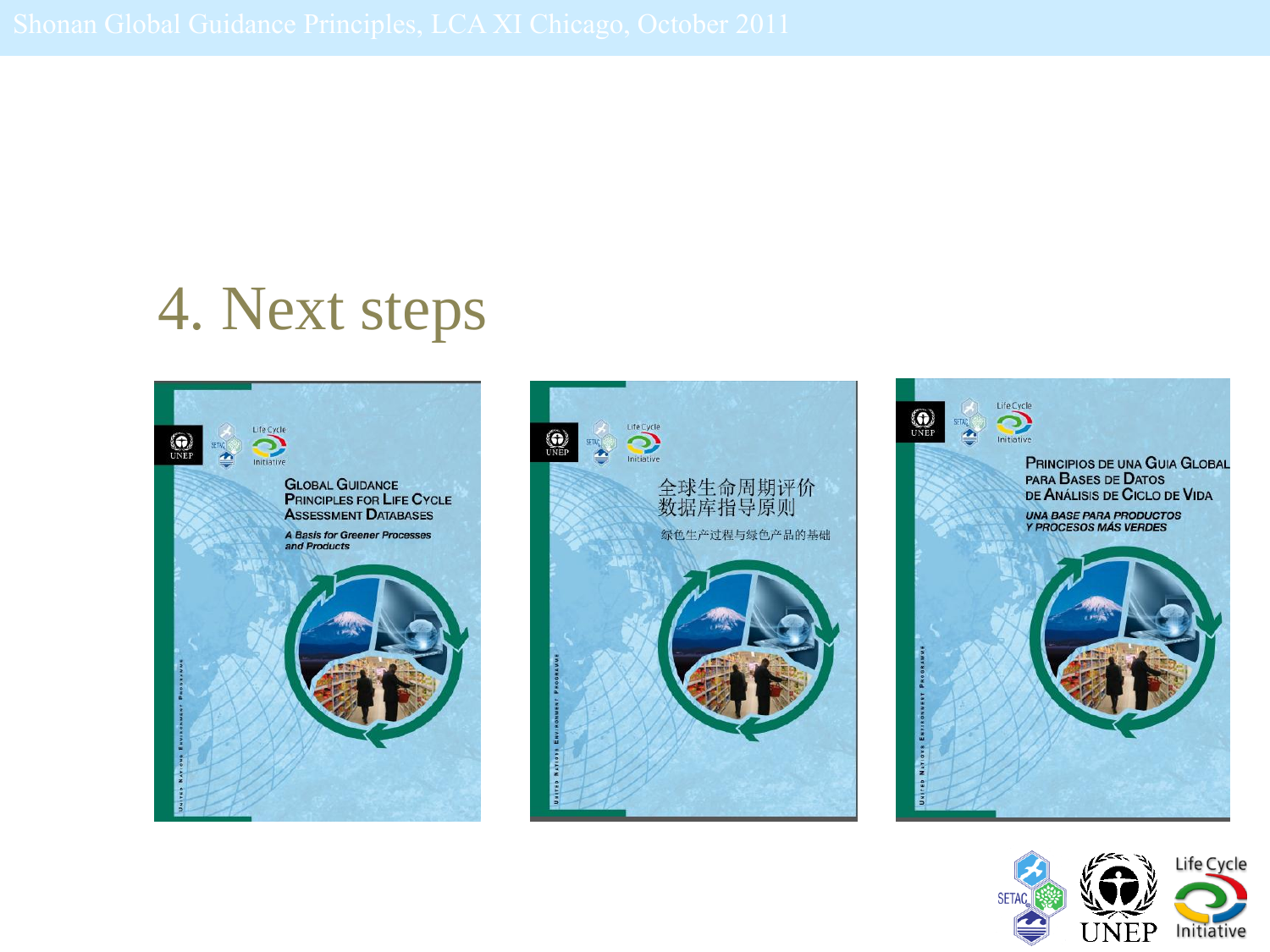# 4. Next steps

GLOBAL GUIDANCE PRINCIPLES FOR LIFE CYCLE ASSESSMENT DATABASES

*A Basis for Greener Processes and Products*

全球生命周期评价数据库指导原则

绿色生产过程与绿色产品的基础

PRINCIPIOS DE UNA GUIA GLOBAL PARA BASES DE DATOS DE ANÁLISIS DE CICLO DE VIDA

*UNA BASE PARA PRODUCTOS Y PROCESOS MÁS VERDES*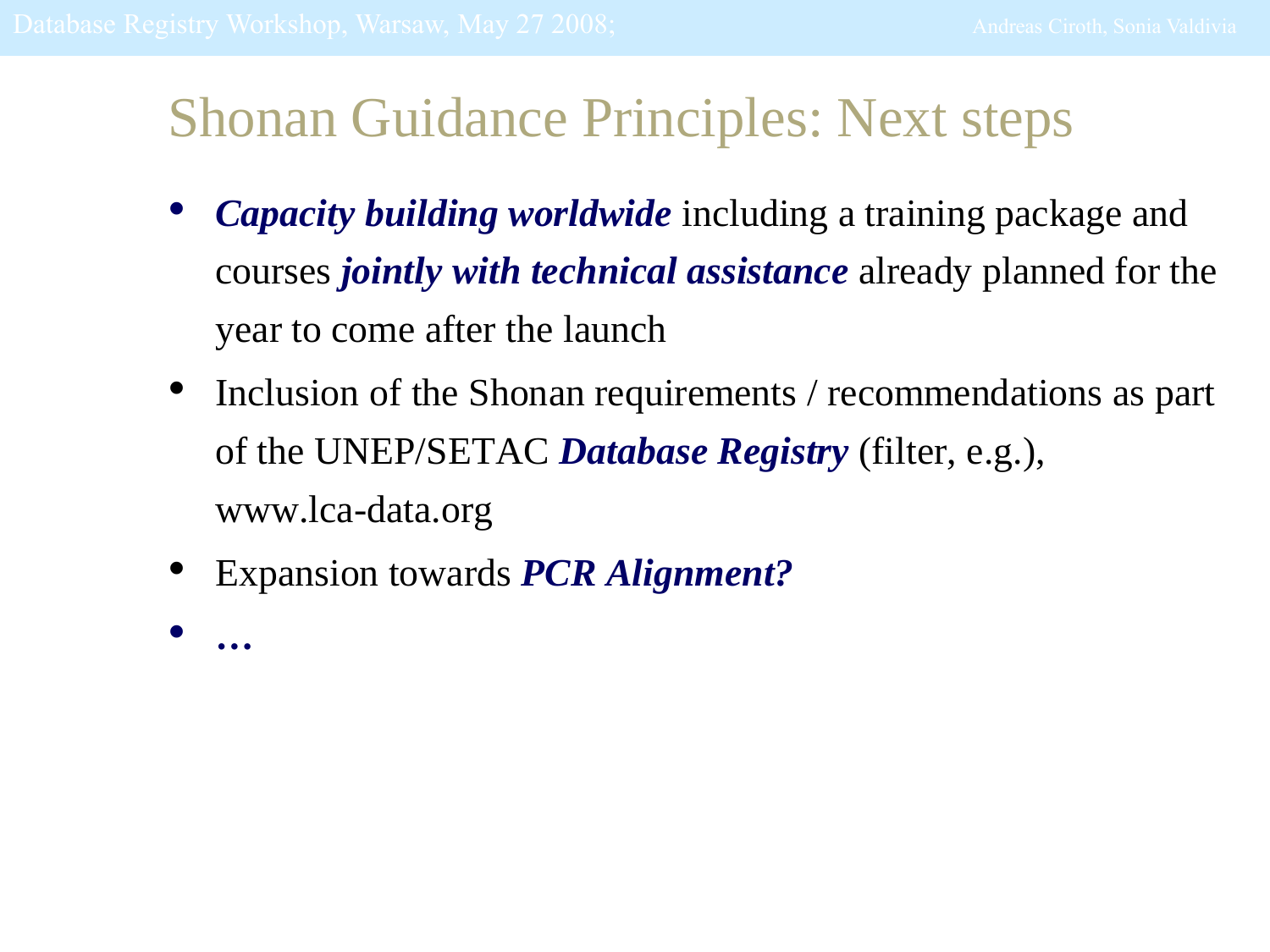# Shonan Guidance Principles: Next steps

- ***Capacity building worldwide*** including a training package and courses ***jointly with technical assistance*** already planned for the year to come after the launch
- Inclusion of the Shonan requirements / recommendations as part of the UNEP/SETAC ***Database Registry*** (filter, e.g.), www.lca-data.org
- Expansion towards ***PCR Alignment?***
- …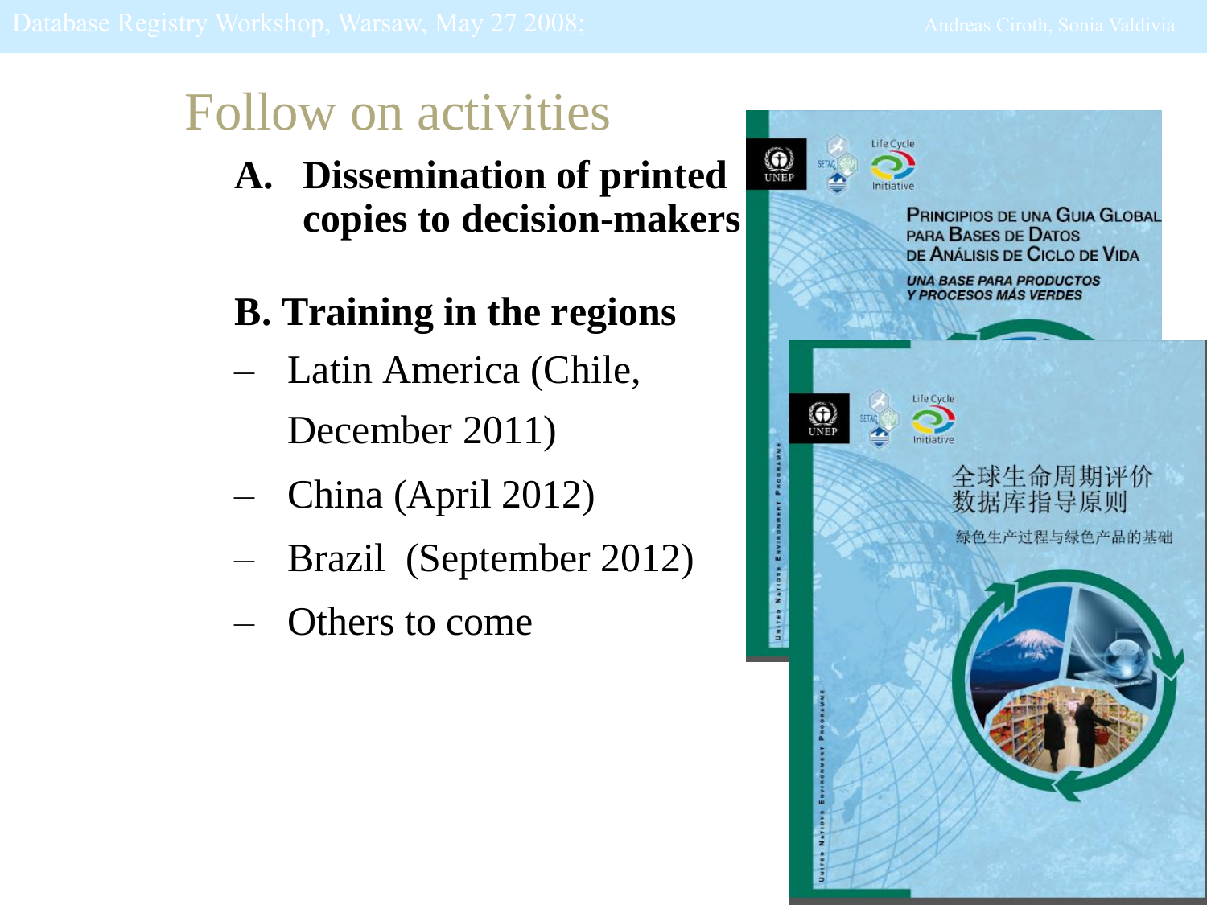# Follow on activities

**A. Dissemination of printed copies to decision-makers**

**B. Training in the regions**

- Latin America (Chile, December 2011)
- China (April 2012)
- Brazil (September 2012)
- Others to come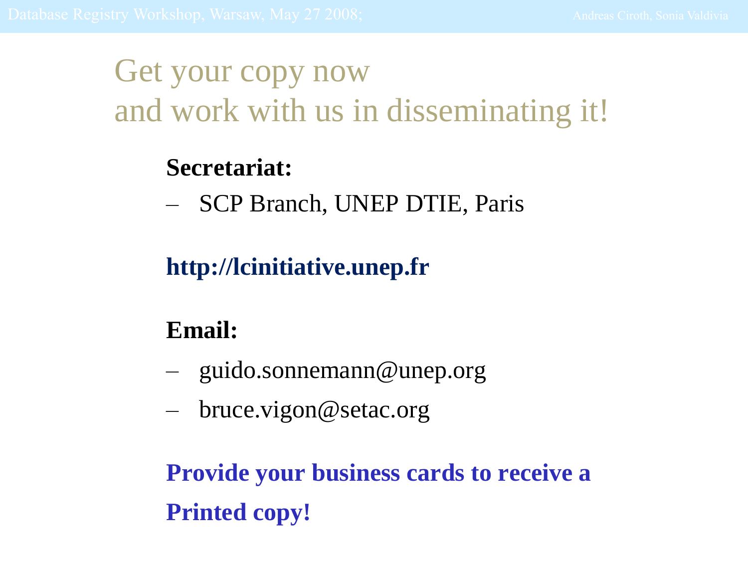# Get your copy now and work with us in disseminating it!

**Secretariat:**

- SCP Branch, UNEP DTIE, Paris

**http://lcinitiative.unep.fr**

**Email:**

- guido.sonnemann@unep.org
- bruce.vigon@setac.org

**Provide your business cards to receive a Printed copy!**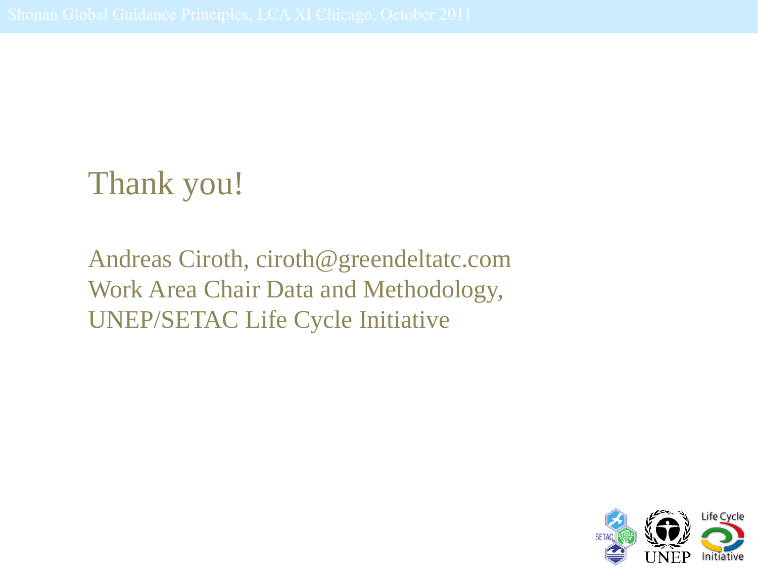# Thank you!

Andreas Ciroth, ciroth@greendeltatc.com
Work Area Chair Data and Methodology,
UNEP/SETAC Life Cycle Initiative